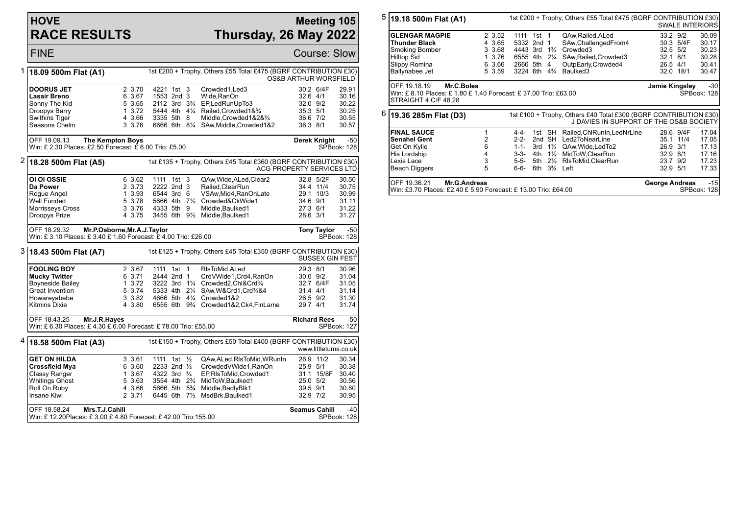# HOVE RACE RESULTS

## Meeting 105 — Thursday, 26 May 2022

FINE — Course: Slow

### 1 — 18.09 500m Flat (A1)

1st £200 + Trophy, Others £55 Total £475 (BGRF CONTRIBUTION £30) — OS&B ARTHUR WORSFIELD

| Greyhound | Trap | Split | Bends | Pos | Dist | Remarks | Weight | SP | Time |
|---|---|---|---|---|---|---|---|---|---|
| **DOORUS JET** | 2 | 3.70 | 4221 | 1st | 3 | Crowded1,Led3 | 30.2 | 6/4F | 29.91 |
| **Lasair Breno** | 6 | 3.67 | 1553 | 2nd | 3 | Wide,RanOn | 32.6 | 4/1 | 30.16 |
| Sonny The Kid | 5 | 3.65 | 2112 | 3rd | 3¾ | EP,LedRunUpTo3 | 32.0 | 9/2 | 30.22 |
| Droopys Barry | 1 | 3.72 | 5444 | 4th | 4¼ | Railed,Crowded1&¾ | 35.3 | 5/1 | 30.25 |
| Swithins Tiger | 4 | 3.66 | 3335 | 5th | 8 | Middle,Crowded1&2&¾ | 36.6 | 7/2 | 30.55 |
| Seasons Chelm | 3 | 3.76 | 6666 | 6th | 8¼ | SAw,Middle,Crowded1&2 | 36.3 | 8/1 | 30.57 |

OFF 19.09.13 **The Kempton Boys** — **Derek Knight** -50

Win: £ 2.30 Places: £2.50 Forecast: £ 6.00 Trio: £5.00 — SPBook: 128

### 2 — 18.28 500m Flat (A5)

1st £135 + Trophy, Others £45 Total £360 (BGRF CONTRIBUTION £30) — ACG PROPERTY SERVICES LTD

| Greyhound | Trap | Split | Bends | Pos | Dist | Remarks | Weight | SP | Time |
|---|---|---|---|---|---|---|---|---|---|
| **OI OI OSSIE** | 6 | 3.62 | 1111 | 1st | 3 | QAw,Wide,ALed,Clear2 | 32.8 | 5/2F | 30.50 |
| **Da Power** | 2 | 3.73 | 2222 | 2nd | 3 | Railed,ClearRun | 34.4 | 11/4 | 30.75 |
| Rogue Angel | 1 | 3.93 | 6544 | 3rd | 6 | VSAw,Mid4,RanOnLate | 29.1 | 10/3 | 30.99 |
| Well Funded | 5 | 3.78 | 5666 | 4th | 7½ | Crowded&CkWide1 | 34.6 | 9/1 | 31.11 |
| Morrisseys Cross | 3 | 3.76 | 4333 | 5th | 9 | Middle,Baulked1 | 27.3 | 6/1 | 31.22 |
| Droopys Prize | 4 | 3.75 | 3455 | 6th | 9½ | Middle,Baulked1 | 28.6 | 3/1 | 31.27 |

OFF 18.29.32 **Mr.P.Osborne,Mr.A.J.Taylor** — **Tony Taylor** -50

Win: £ 3.10 Places: £ 3.40 £ 1.60 Forecast: £ 4.00 Trio: £26.00 — SPBook: 128

### 3 — 18.43 500m Flat (A7)

1st £125 + Trophy, Others £45 Total £350 (BGRF CONTRIBUTION £30) — SUSSEX GIN FEST

| Greyhound | Trap | Split | Bends | Pos | Dist | Remarks | Weight | SP | Time |
|---|---|---|---|---|---|---|---|---|---|
| **FOOLING BOY** | 2 | 3.67 | 1111 | 1st | 1 | RlsToMid,ALed | 29.3 | 8/1 | 30.96 |
| **Mucky Twitter** | 6 | 3.71 | 2444 | 2nd | 1 | CrdVWide1,Crd4,RanOn | 30.0 | 9/2 | 31.04 |
| Boyneside Bailey | 1 | 3.72 | 3222 | 3rd | 1¼ | Crowded2,Chl&Crd¾ | 32.7 | 6/4F | 31.05 |
| Great Invention | 5 | 3.74 | 5333 | 4th | 2¼ | SAw,W&Crd1,Crd¾&4 | 31.4 | 4/1 | 31.14 |
| Howareyababe | 3 | 3.82 | 4666 | 5th | 4¼ | Crowded1&2 | 26.5 | 9/2 | 31.30 |
| Kitmins Dixie | 4 | 3.80 | 6555 | 6th | 9¾ | Crowded1&2,Ck4,FinLame | 29.7 | 4/1 | 31.74 |

OFF 18.43.25 **Mr.J.R.Hayes** — **Richard Rees** -50

Win: £ 6.30 Places: £ 4.30 £ 6.00 Forecast: £ 78.00 Trio: £55.00 — SPBook: 127

### 4 — 18.58 500m Flat (A3)

1st £150 + Trophy, Others £50 Total £400 (BGRF CONTRIBUTION £30) — www.littletums.co.uk

| Greyhound | Trap | Split | Bends | Pos | Dist | Remarks | Weight | SP | Time |
|---|---|---|---|---|---|---|---|---|---|
| **GET ON HILDA** | 3 | 3.61 | 1111 | 1st | ½ | QAw,ALed,RlsToMid,WRunIn | 26.9 | 11/2 | 30.34 |
| **Crossfield Mya** | 6 | 3.60 | 2233 | 2nd | ½ | CrowdedVWide1,RanOn | 25.9 | 5/1 | 30.38 |
| Classy Ranger | 1 | 3.67 | 4322 | 3rd | ¾ | EP,RlsToMid,Crowded1 | 31.1 | 15/8F | 30.40 |
| Whitings Ghost | 5 | 3.63 | 3554 | 4th | 2¾ | MidToW,Baulked1 | 25.0 | 5/2 | 30.56 |
| Roll On Ruby | 4 | 3.66 | 5666 | 5th | 5¾ | Middle,BadlyBlk1 | 39.5 | 9/1 | 30.80 |
| Insane Kiwi | 2 | 3.71 | 6445 | 6th | 7½ | MsdBrk,Baulked1 | 32.9 | 7/2 | 30.95 |

OFF 18.58.24 **Mrs.T.J.Cahill** — **Seamus Cahill** -40

Win: £ 12.20Places: £ 3.00 £ 4.80 Forecast: £ 42.00 Trio:155.00 — SPBook: 128

### 5 — 19.18 500m Flat (A1)

1st £200 + Trophy, Others £55 Total £475 (BGRF CONTRIBUTION £30) — SWALE INTERIORS

| Greyhound | Trap | Split | Bends | Pos | Dist | Remarks | Weight | SP | Time |
|---|---|---|---|---|---|---|---|---|---|
| **GLENGAR MAGPIE** | 2 | 3.52 | 1111 | 1st | 1 | QAw,Railed,ALed | 33.2 | 9/2 | 30.09 |
| **Thunder Black** | 4 | 3.65 | 5332 | 2nd | 1 | SAw,ChallengedFrom4 | 30.3 | 5/4F | 30.17 |
| Smoking Bomber | 3 | 3.68 | 4443 | 3rd | 1¾ | Crowded3 | 32.5 | 5/2 | 30.23 |
| Hilltop Sid | 1 | 3.76 | 6555 | 4th | 2¼ | SAw,Railed,Crowded3 | 32.1 | 8/1 | 30.28 |
| Slippy Romina | 6 | 3.66 | 2666 | 5th | 4 | OutpEarly,Crowded4 | 26.5 | 4/1 | 30.41 |
| Ballynabee Jet | 5 | 3.59 | 3224 | 6th | 4¾ | Baulked3 | 32.0 | 18/1 | 30.47 |

OFF 19.18.19 **Mr.C.Boles** — **Jamie Kingsley** -30

Win: £ 8.10 Places: £ 1.80 £ 1.40 Forecast: £ 37.00 Trio: £63.00 — SPBook: 128

STRAIGHT 4 C/F 48.28

### 6 — 19.36 285m Flat (D3)

1st £100 + Trophy, Others £40 Total £300 (BGRF CONTRIBUTION £30) — J DAVIES IN SUPPORT OF THE OS&B SOCIETY

| Greyhound | Trap | Bends | Pos | Dist | Remarks | Weight | SP | Time |
|---|---|---|---|---|---|---|---|---|
| **FINAL SAUCE** | 1 | 4-4- | 1st | SH | Railed,ChlRunIn,LedNrLine | 28.6 | 9/4F | 17.04 |
| **Senahel Gent** | 2 | 2-2- | 2nd | SH | Led2ToNearLine | 35.1 | 11/4 | 17.05 |
| Get On Kylie | 6 | 1-1- | 3rd | 1¼ | QAw,Wide,LedTo2 | 26.9 | 3/1 | 17.13 |
| His Lordship | 4 | 3-3- | 4th | 1½ | MidToW,ClearRun | 32.9 | 8/1 | 17.16 |
| Lexis Lace | 3 | 5-5- | 5th | 2½ | RlsToMid,ClearRun | 23.7 | 9/2 | 17.23 |
| Beach Diggers | 5 | 6-6- | 6th | 3¾ | Left | 32.9 | 5/1 | 17.33 |

OFF 19.36.21 **Mr.G.Andreas** — **George Andreas** -15

Win: £3.70 Places: £2.40 £ 5.90 Forecast: £ 13.00 Trio: £64.00 — SPBook: 128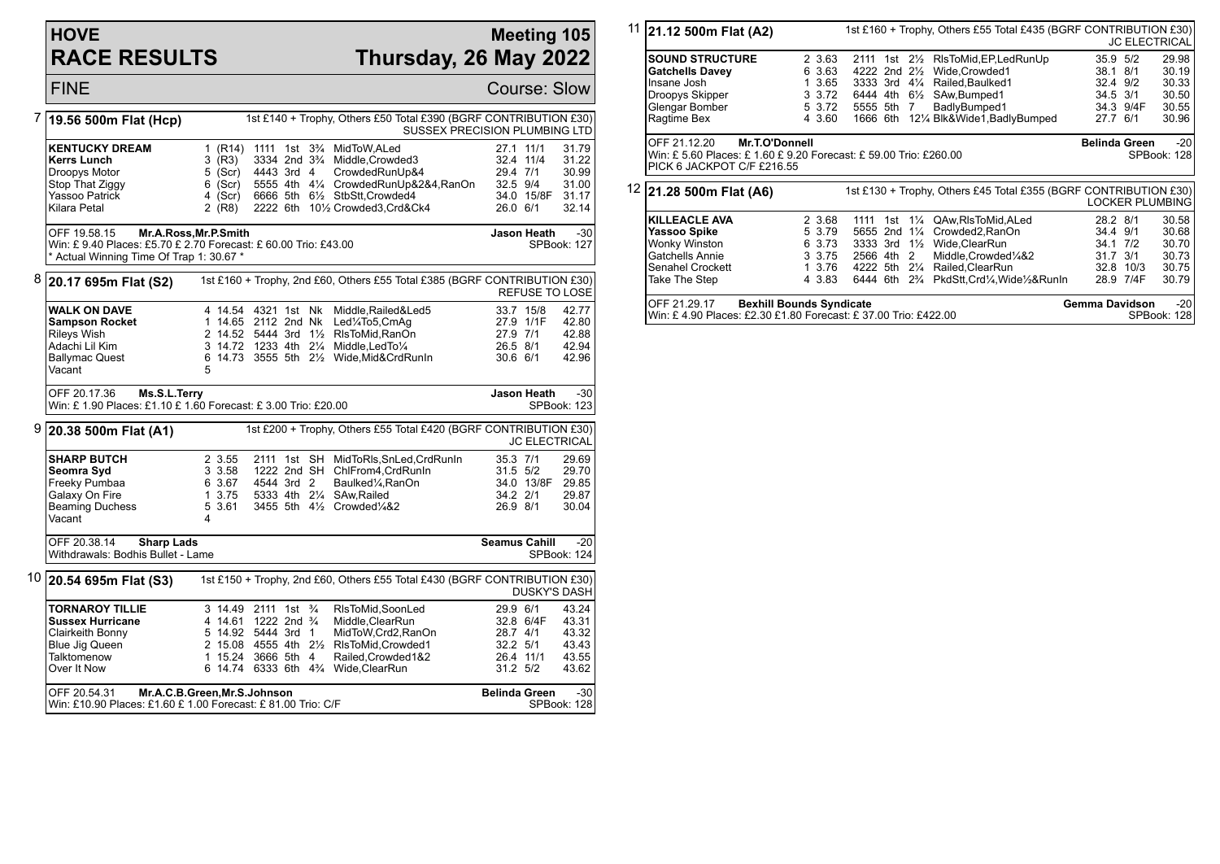# HOVE RACE RESULTS

## Meeting 105 Thursday, 26 May 2022

FINE — Course: Slow

### 7 19.56 500m Flat (Hcp)

1st £140 + Trophy, Others £50 Total £390 (BGRF CONTRIBUTION £30) SUSSEX PRECISION PLUMBING LTD

| | | | | | | | | | |
|---|---|---|---|---|---|---|---|---|---|
| **KENTUCKY DREAM** | 1 (R14) | 1111 | 1st | 3¾ | MidToW,ALed | 27.1 | 11/1 | 31.79 |
| **Kerrs Lunch** | 3 (R3) | 3334 | 2nd | 3¾ | Middle,Crowded3 | 32.4 | 11/4 | 31.22 |
| Droopys Motor | 5 (Scr) | 4443 | 3rd | 4 | CrowdedRunUp&4 | 29.4 | 7/1 | 30.99 |
| Stop That Ziggy | 6 (Scr) | 5555 | 4th | 4¼ | CrowdedRunUp&2&4,RanOn | 32.5 | 9/4 | 31.00 |
| Yassoo Patrick | 4 (Scr) | 6666 | 5th | 6½ | StbStt,Crowded4 | 34.0 | 15/8F | 31.17 |
| Kilara Petal | 2 (R8) | 2222 | 6th | 10½ | Crowded3,Crd&Ck4 | 26.0 | 6/1 | 32.14 |

OFF 19.58.15 **Mr.A.Ross,Mr.P.Smith** — **Jason Heath** -30

Win: £ 9.40 Places: £5.70 £ 2.70 Forecast: £ 60.00 Trio: £43.00 — SPBook: 127

\* Actual Winning Time Of Trap 1: 30.67 \*

### 8 20.17 695m Flat (S2)

1st £160 + Trophy, 2nd £60, Others £55 Total £385 (BGRF CONTRIBUTION £30) REFUSE TO LOSE

| | | | | | | | | | |
|---|---|---|---|---|---|---|---|---|---|
| **WALK ON DAVE** | 4 14.54 | 4321 | 1st | Nk | Middle,Railed&Led5 | 33.7 | 15/8 | 42.77 |
| **Sampson Rocket** | 1 14.65 | 2112 | 2nd | Nk | Led¼To5,CmAg | 27.9 | 1/1F | 42.80 |
| Rileys Wish | 2 14.52 | 5444 | 3rd | 1½ | RlsToMid,RanOn | 27.9 | 7/1 | 42.88 |
| Adachi Lil Kim | 3 14.72 | 1233 | 4th | 2¼ | Middle,LedTo¼ | 26.5 | 8/1 | 42.94 |
| Ballymac Quest | 6 14.73 | 3555 | 5th | 2½ | Wide,Mid&CrdRunIn | 30.6 | 6/1 | 42.96 |
| Vacant | 5 | | | | | | | |

OFF 20.17.36 **Ms.S.L.Terry** — **Jason Heath** -30

Win: £ 1.90 Places: £1.10 £ 1.60 Forecast: £ 3.00 Trio: £20.00 — SPBook: 123

### 9 20.38 500m Flat (A1)

1st £200 + Trophy, Others £55 Total £420 (BGRF CONTRIBUTION £30) JC ELECTRICAL

| | | | | | | | | | |
|---|---|---|---|---|---|---|---|---|---|
| **SHARP BUTCH** | 2 3.55 | 2111 | 1st | SH | MidToRls,SnLed,CrdRunIn | 35.3 | 7/1 | 29.69 |
| **Seomra Syd** | 3 3.58 | 1222 | 2nd | SH | ChlFrom4,CrdRunIn | 31.5 | 5/2 | 29.70 |
| Freeky Pumbaa | 6 3.67 | 4544 | 3rd | 2 | Baulked¼,RanOn | 34.0 | 13/8F | 29.85 |
| Galaxy On Fire | 1 3.75 | 5333 | 4th | 2¼ | SAw,Railed | 34.2 | 2/1 | 29.87 |
| Beaming Duchess | 5 3.61 | 3455 | 5th | 4½ | Crowded¼&2 | 26.9 | 8/1 | 30.04 |
| Vacant | 4 | | | | | | | |

OFF 20.38.14 **Sharp Lads** — **Seamus Cahill** -20

Withdrawals: Bodhis Bullet - Lame — SPBook: 124

### 10 20.54 695m Flat (S3)

1st £150 + Trophy, 2nd £60, Others £55 Total £430 (BGRF CONTRIBUTION £30) DUSKY'S DASH

| | | | | | | | | | |
|---|---|---|---|---|---|---|---|---|---|
| **TORNAROY TILLIE** | 3 14.49 | 2111 | 1st | ¾ | RlsToMid,SoonLed | 29.9 | 6/1 | 43.24 |
| **Sussex Hurricane** | 4 14.61 | 1222 | 2nd | ¾ | Middle,ClearRun | 32.8 | 6/4F | 43.31 |
| Clairkeith Bonny | 5 14.92 | 5444 | 3rd | 1 | MidToW,Crd2,RanOn | 28.7 | 4/1 | 43.32 |
| Blue Jig Queen | 2 15.08 | 4555 | 4th | 2½ | RlsToMid,Crowded1 | 32.2 | 5/1 | 43.43 |
| Talktomenow | 1 15.24 | 3666 | 5th | 4 | Railed,Crowded1&2 | 26.4 | 11/1 | 43.55 |
| Over It Now | 6 14.74 | 6333 | 6th | 4¾ | Wide,ClearRun | 31.2 | 5/2 | 43.62 |

OFF 20.54.31 **Mr.A.C.B.Green,Mr.S.Johnson** — **Belinda Green** -30

Win: £10.90 Places: £1.60 £ 1.00 Forecast: £ 81.00 Trio: C/F — SPBook: 128

### 11 21.12 500m Flat (A2)

1st £160 + Trophy, Others £55 Total £435 (BGRF CONTRIBUTION £30) JC ELECTRICAL

| | | | | | | | | | |
|---|---|---|---|---|---|---|---|---|---|
| **SOUND STRUCTURE** | 2 3.63 | 2111 | 1st | 2½ | RlsToMid,EP,LedRunUp | 35.9 | 5/2 | 29.98 |
| **Gatchells Davey** | 6 3.63 | 4222 | 2nd | 2½ | Wide,Crowded1 | 38.1 | 8/1 | 30.19 |
| Insane Josh | 1 3.65 | 3333 | 3rd | 4¼ | Railed,Baulked1 | 32.4 | 9/2 | 30.33 |
| Droopys Skipper | 3 3.72 | 6444 | 4th | 6½ | SAw,Bumped1 | 34.5 | 3/1 | 30.50 |
| Glengar Bomber | 5 3.72 | 5555 | 5th | 7 | BadlyBumped1 | 34.3 | 9/4F | 30.55 |
| Ragtime Bex | 4 3.60 | 1666 | 6th | 12¼ | Blk&Wide1,BadlyBumped | 27.7 | 6/1 | 30.96 |

OFF 21.12.20 **Mr.T.O'Donnell** — **Belinda Green** -20

Win: £ 5.60 Places: £ 1.60 £ 9.20 Forecast: £ 59.00 Trio: £260.00 — SPBook: 128

PICK 6 JACKPOT C/F £216.55

### 12 21.28 500m Flat (A6)

1st £130 + Trophy, Others £45 Total £355 (BGRF CONTRIBUTION £30) LOCKER PLUMBING

| | | | | | | | | | |
|---|---|---|---|---|---|---|---|---|---|
| **KILLEACLE AVA** | 2 3.68 | 1111 | 1st | 1¼ | QAw,RlsToMid,ALed | 28.2 | 8/1 | 30.58 |
| **Yassoo Spike** | 5 3.79 | 5655 | 2nd | 1¼ | Crowded2,RanOn | 34.4 | 9/1 | 30.68 |
| Wonky Winston | 6 3.73 | 3333 | 3rd | 1½ | Wide,ClearRun | 34.1 | 7/2 | 30.70 |
| Gatchells Annie | 3 3.75 | 2566 | 4th | 2 | Middle,Crowded¼&2 | 31.7 | 3/1 | 30.73 |
| Senahel Crockett | 1 3.76 | 4222 | 5th | 2¼ | Railed,ClearRun | 32.8 | 10/3 | 30.75 |
| Take The Step | 4 3.83 | 6444 | 6th | 2¾ | PkdStt,Crd¼,Wide½&RunIn | 28.9 | 7/4F | 30.79 |

OFF 21.29.17 **Bexhill Bounds Syndicate** — **Gemma Davidson** -20

Win: £ 4.90 Places: £2.30 £1.80 Forecast: £ 37.00 Trio: £422.00 — SPBook: 128